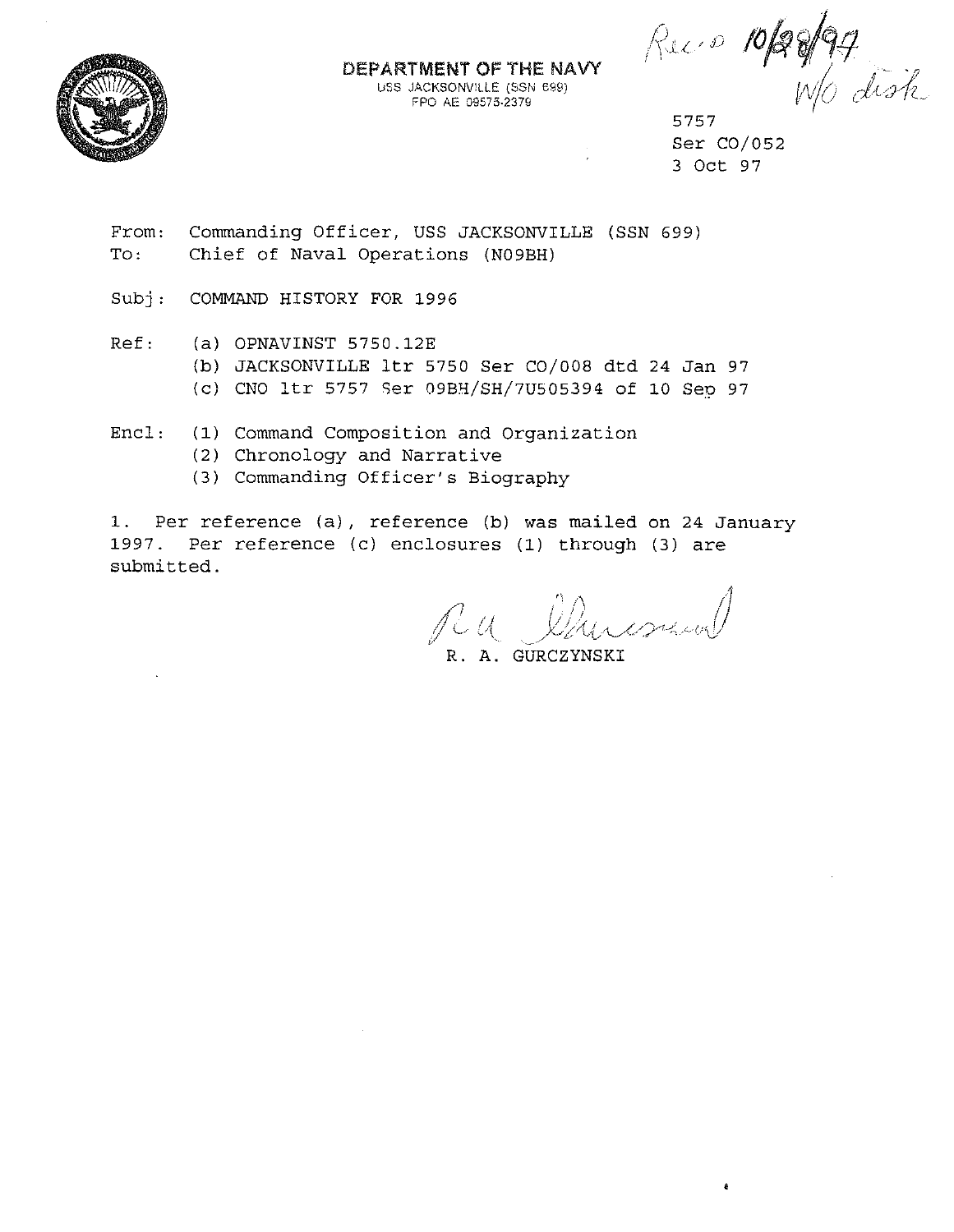**DEPARTMENT OF THE NAVY**
USS JACKSONVILLE (SSN 699)
FPO AE 09575-2379

Rec'd 10/28/97
W/O disk

5757
Ser CO/052
3 Oct 97

From: Commanding Officer, USS JACKSONVILLE (SSN 699)
To: Chief of Naval Operations (N09BH)

Subj: COMMAND HISTORY FOR 1996

Ref: (a) OPNAVINST 5750.12E
(b) JACKSONVILLE ltr 5750 Ser CO/008 dtd 24 Jan 97
(c) CNO ltr 5757 Ser 09BH/SH/7U505394 of 10 Sep 97

Encl: (1) Command Composition and Organization
(2) Chronology and Narrative
(3) Commanding Officer's Biography

1. Per reference (a), reference (b) was mailed on 24 January 1997. Per reference (c) enclosures (1) through (3) are submitted.

R. A. GURCZYNSKI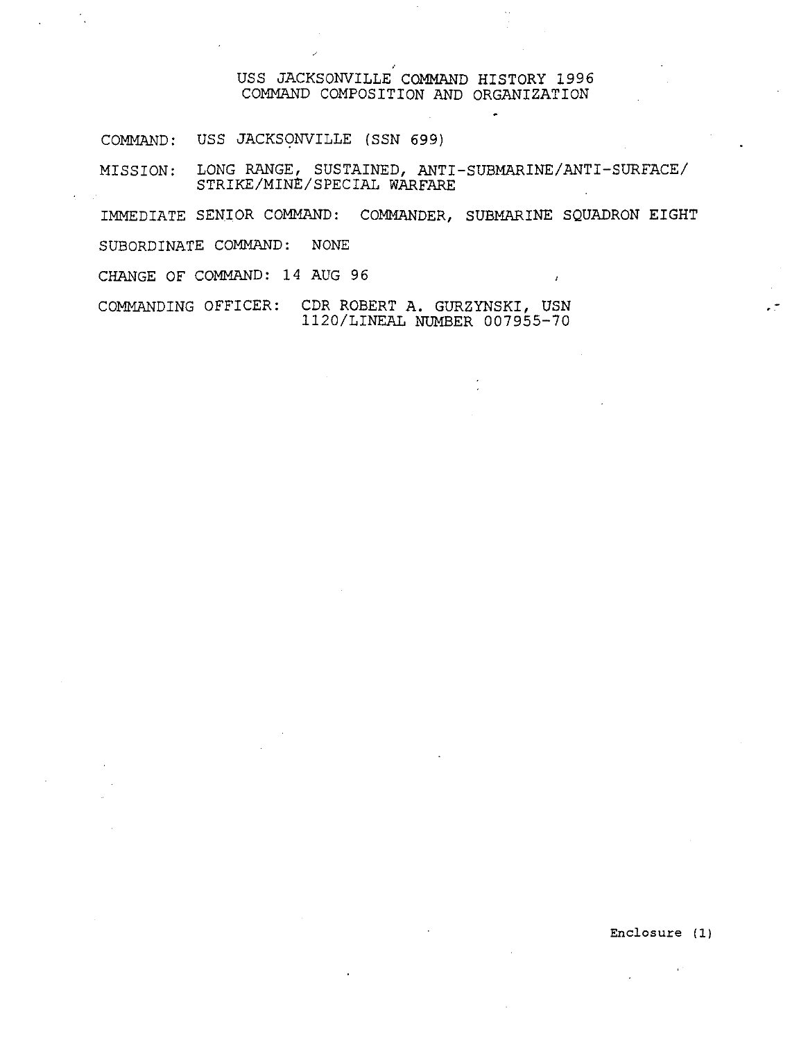# USS JACKSONVILLE COMMAND HISTORY 1996
## COMMAND COMPOSITION AND ORGANIZATION

COMMAND: USS JACKSONVILLE (SSN 699)

MISSION: LONG RANGE, SUSTAINED, ANTI-SUBMARINE/ANTI-SURFACE/ STRIKE/MINE/SPECIAL WARFARE

IMMEDIATE SENIOR COMMAND: COMMANDER, SUBMARINE SQUADRON EIGHT

SUBORDINATE COMMAND: NONE

CHANGE OF COMMAND: 14 AUG 96

COMMANDING OFFICER: CDR ROBERT A. GURZYNSKI, USN
1120/LINEAL NUMBER 007955-70

Enclosure (1)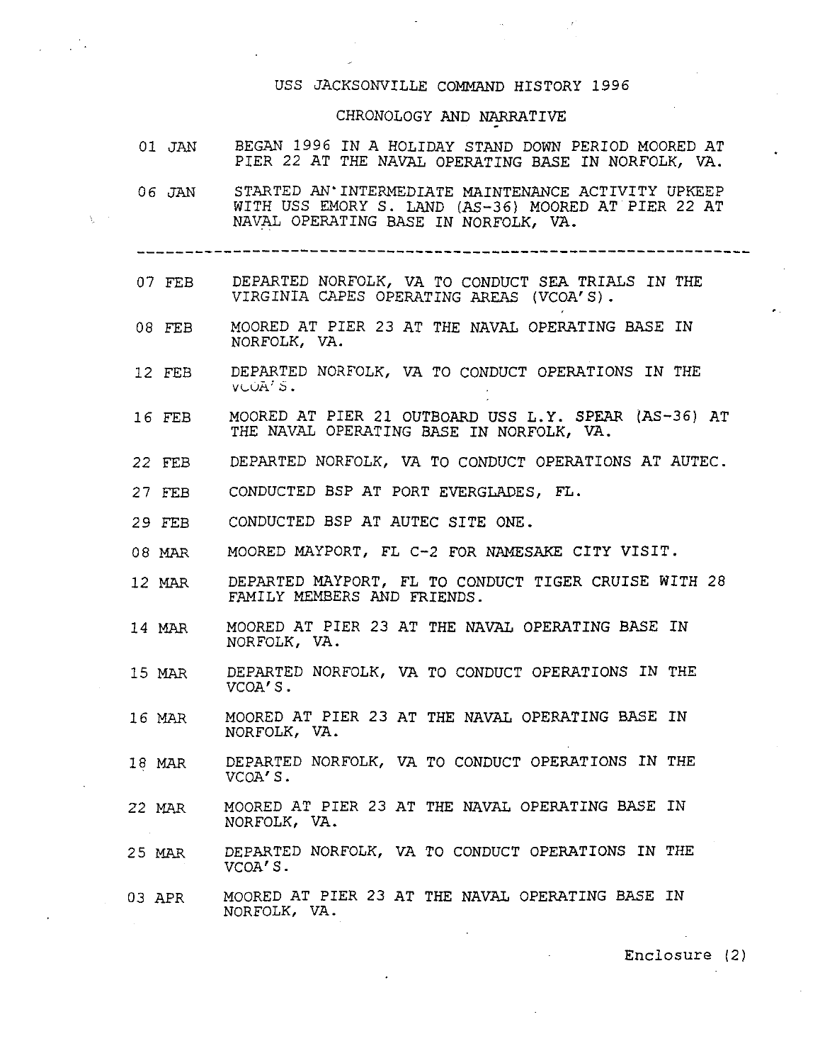USS JACKSONVILLE COMMAND HISTORY 1996

CHRONOLOGY AND NARRATIVE

| | |
|---|---|
| 01 JAN | BEGAN 1996 IN A HOLIDAY STAND DOWN PERIOD MOORED AT PIER 22 AT THE NAVAL OPERATING BASE IN NORFOLK, VA. |
| 06 JAN | STARTED AN INTERMEDIATE MAINTENANCE ACTIVITY UPKEEP WITH USS EMORY S. LAND (AS-36) MOORED AT PIER 22 AT NAVAL OPERATING BASE IN NORFOLK, VA. |

---

| | |
|---|---|
| 07 FEB | DEPARTED NORFOLK, VA TO CONDUCT SEA TRIALS IN THE VIRGINIA CAPES OPERATING AREAS (VCOA'S). |
| 08 FEB | MOORED AT PIER 23 AT THE NAVAL OPERATING BASE IN NORFOLK, VA. |
| 12 FEB | DEPARTED NORFOLK, VA TO CONDUCT OPERATIONS IN THE VCOA'S. |
| 16 FEB | MOORED AT PIER 21 OUTBOARD USS L.Y. SPEAR (AS-36) AT THE NAVAL OPERATING BASE IN NORFOLK, VA. |
| 22 FEB | DEPARTED NORFOLK, VA TO CONDUCT OPERATIONS AT AUTEC. |
| 27 FEB | CONDUCTED BSP AT PORT EVERGLADES, FL. |
| 29 FEB | CONDUCTED BSP AT AUTEC SITE ONE. |
| 08 MAR | MOORED MAYPORT, FL C-2 FOR NAMESAKE CITY VISIT. |
| 12 MAR | DEPARTED MAYPORT, FL TO CONDUCT TIGER CRUISE WITH 28 FAMILY MEMBERS AND FRIENDS. |
| 14 MAR | MOORED AT PIER 23 AT THE NAVAL OPERATING BASE IN NORFOLK, VA. |
| 15 MAR | DEPARTED NORFOLK, VA TO CONDUCT OPERATIONS IN THE VCOA'S. |
| 16 MAR | MOORED AT PIER 23 AT THE NAVAL OPERATING BASE IN NORFOLK, VA. |
| 18 MAR | DEPARTED NORFOLK, VA TO CONDUCT OPERATIONS IN THE VCOA'S. |
| 22 MAR | MOORED AT PIER 23 AT THE NAVAL OPERATING BASE IN NORFOLK, VA. |
| 25 MAR | DEPARTED NORFOLK, VA TO CONDUCT OPERATIONS IN THE VCOA'S. |
| 03 APR | MOORED AT PIER 23 AT THE NAVAL OPERATING BASE IN NORFOLK, VA. |

Enclosure (2)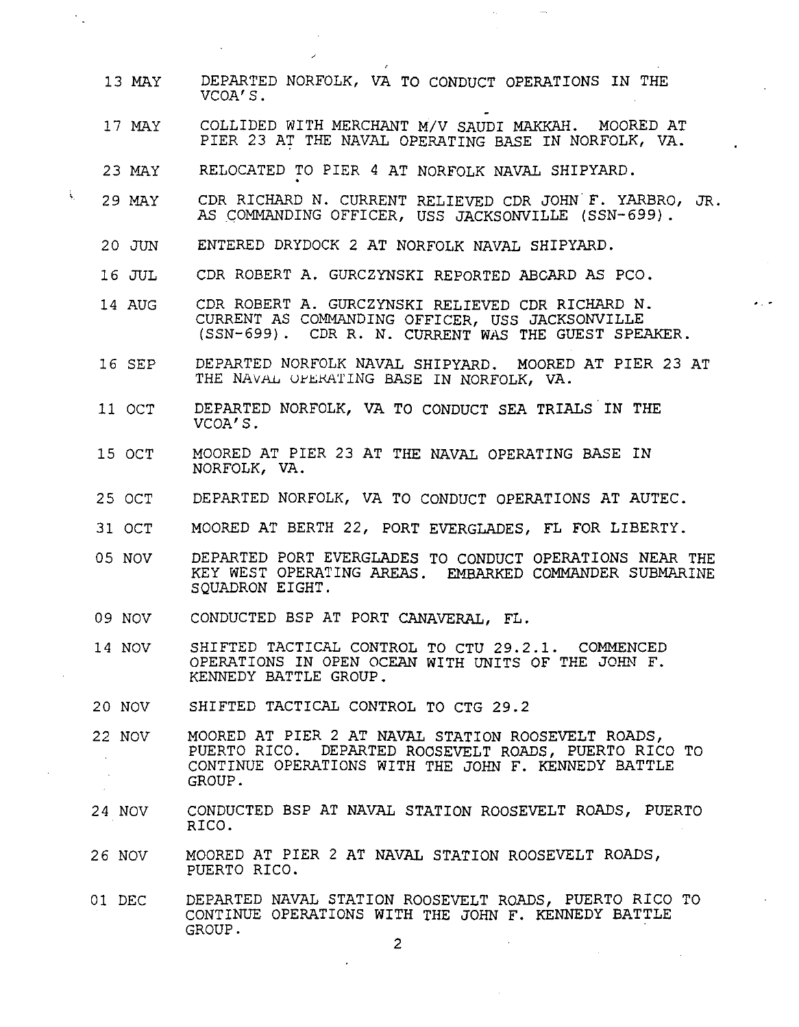13 MAY DEPARTED NORFOLK, VA TO CONDUCT OPERATIONS IN THE VCOA'S.

17 MAY COLLIDED WITH MERCHANT M/V SAUDI MAKKAH. MOORED AT PIER 23 AT THE NAVAL OPERATING BASE IN NORFOLK, VA.

23 MAY RELOCATED TO PIER 4 AT NORFOLK NAVAL SHIPYARD.

29 MAY CDR RICHARD N. CURRENT RELIEVED CDR JOHN F. YARBRO, JR. AS COMMANDING OFFICER, USS JACKSONVILLE (SSN-699).

20 JUN ENTERED DRYDOCK 2 AT NORFOLK NAVAL SHIPYARD.

16 JUL CDR ROBERT A. GURCZYNSKI REPORTED ABOARD AS PCO.

14 AUG CDR ROBERT A. GURCZYNSKI RELIEVED CDR RICHARD N. CURRENT AS COMMANDING OFFICER, USS JACKSONVILLE (SSN-699). CDR R. N. CURRENT WAS THE GUEST SPEAKER.

16 SEP DEPARTED NORFOLK NAVAL SHIPYARD. MOORED AT PIER 23 AT THE NAVAL OPERATING BASE IN NORFOLK, VA.

11 OCT DEPARTED NORFOLK, VA TO CONDUCT SEA TRIALS IN THE VCOA'S.

15 OCT MOORED AT PIER 23 AT THE NAVAL OPERATING BASE IN NORFOLK, VA.

25 OCT DEPARTED NORFOLK, VA TO CONDUCT OPERATIONS AT AUTEC.

31 OCT MOORED AT BERTH 22, PORT EVERGLADES, FL FOR LIBERTY.

05 NOV DEPARTED PORT EVERGLADES TO CONDUCT OPERATIONS NEAR THE KEY WEST OPERATING AREAS. EMBARKED COMMANDER SUBMARINE SQUADRON EIGHT.

09 NOV CONDUCTED BSP AT PORT CANAVERAL, FL.

14 NOV SHIFTED TACTICAL CONTROL TO CTU 29.2.1. COMMENCED OPERATIONS IN OPEN OCEAN WITH UNITS OF THE JOHN F. KENNEDY BATTLE GROUP.

20 NOV SHIFTED TACTICAL CONTROL TO CTG 29.2

22 NOV MOORED AT PIER 2 AT NAVAL STATION ROOSEVELT ROADS, PUERTO RICO. DEPARTED ROOSEVELT ROADS, PUERTO RICO TO CONTINUE OPERATIONS WITH THE JOHN F. KENNEDY BATTLE GROUP.

24 NOV CONDUCTED BSP AT NAVAL STATION ROOSEVELT ROADS, PUERTO RICO.

26 NOV MOORED AT PIER 2 AT NAVAL STATION ROOSEVELT ROADS, PUERTO RICO.

01 DEC DEPARTED NAVAL STATION ROOSEVELT ROADS, PUERTO RICO TO CONTINUE OPERATIONS WITH THE JOHN F. KENNEDY BATTLE GROUP.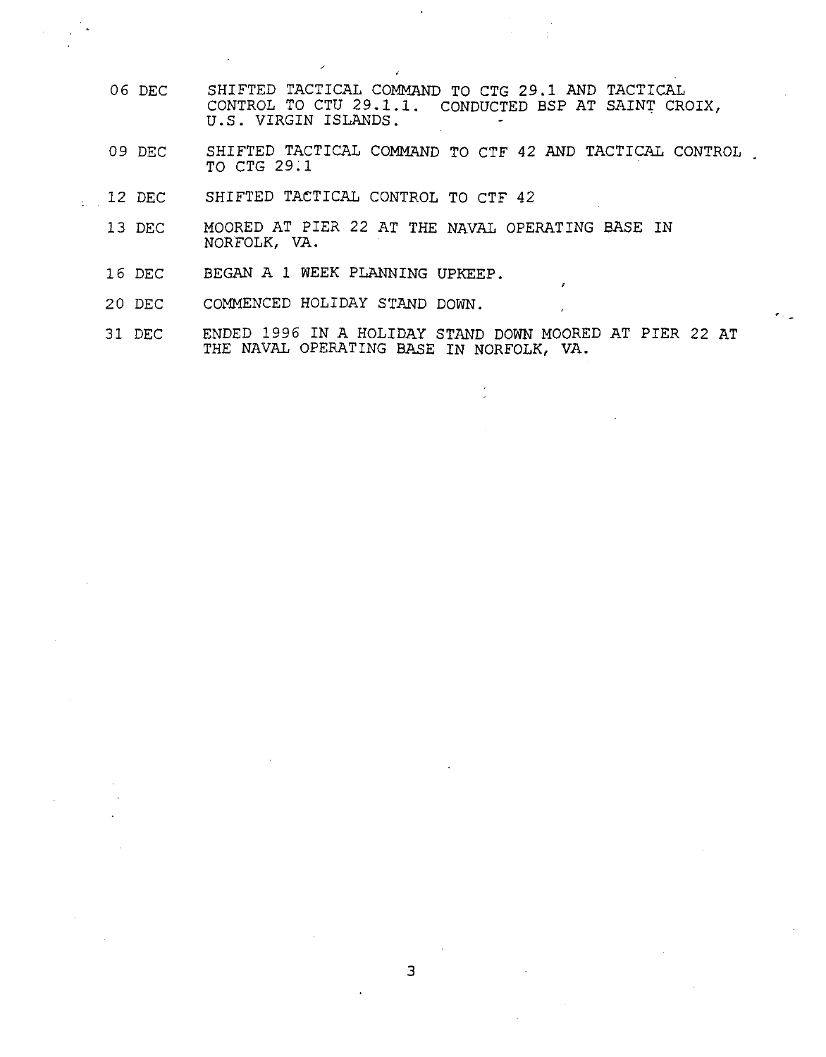06 DEC SHIFTED TACTICAL COMMAND TO CTG 29.1 AND TACTICAL CONTROL TO CTU 29.1.1. CONDUCTED BSP AT SAINT CROIX, U.S. VIRGIN ISLANDS.

09 DEC SHIFTED TACTICAL COMMAND TO CTF 42 AND TACTICAL CONTROL TO CTG 29.1

12 DEC SHIFTED TACTICAL CONTROL TO CTF 42

13 DEC MOORED AT PIER 22 AT THE NAVAL OPERATING BASE IN NORFOLK, VA.

16 DEC BEGAN A 1 WEEK PLANNING UPKEEP.

20 DEC COMMENCED HOLIDAY STAND DOWN.

31 DEC ENDED 1996 IN A HOLIDAY STAND DOWN MOORED AT PIER 22 AT THE NAVAL OPERATING BASE IN NORFOLK, VA.